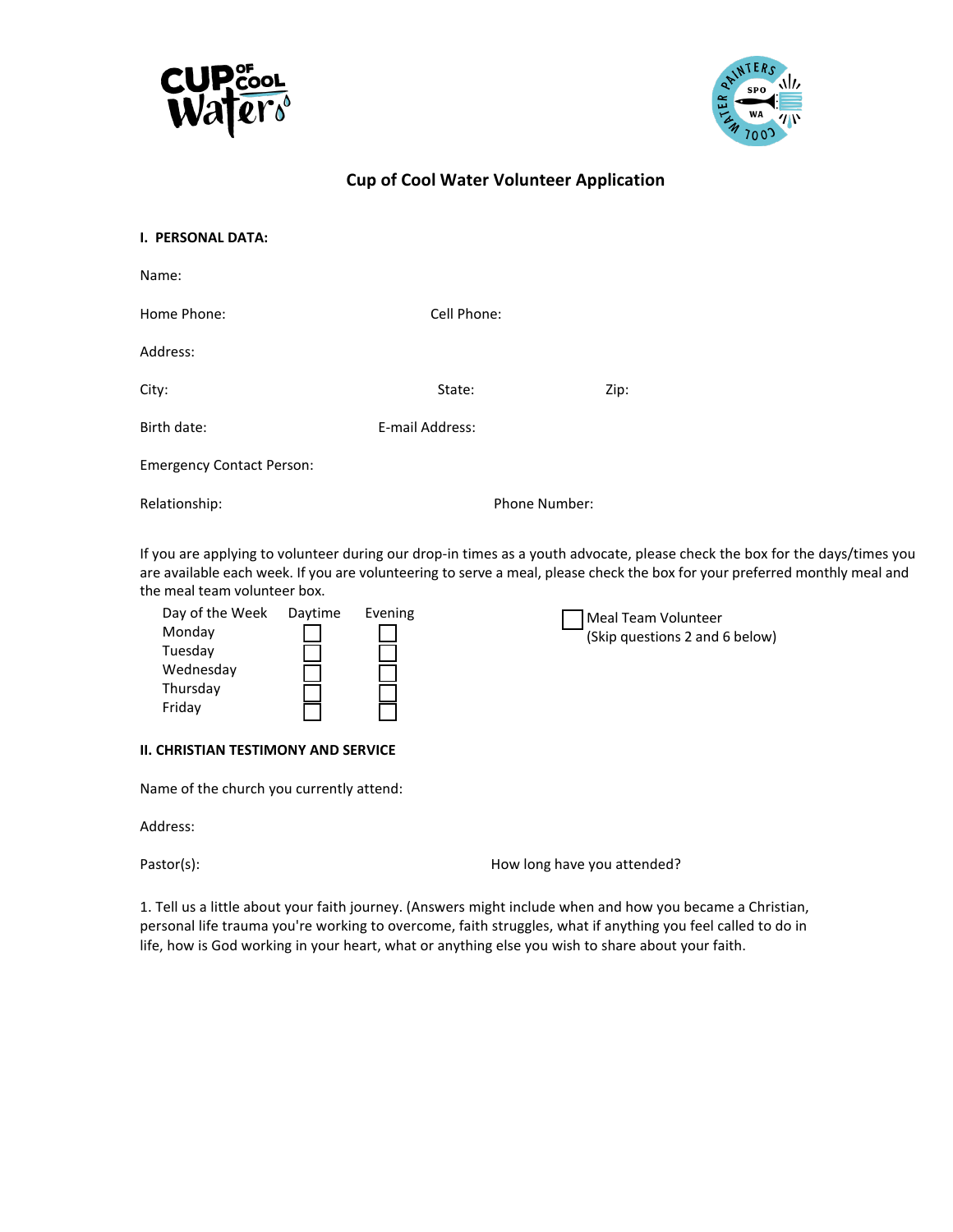# Cup of Cool Water Volunteer Application

**I. PERSONAL DATA:**

Name:

Home Phone: Cell Phone:

Address:

City: State: Zip:

Birth date: E-mail Address:

Emergency Contact Person:

Relationship: Phone Number:

If you are applying to volunteer during our drop-in times as a youth advocate, please check the box for the days/times you are available each week. If you are volunteering to serve a meal, please check the box for your preferred monthly meal and the meal team volunteer box.

| Day of the Week | Daytime | Evening |
|---|---|---|
| Monday | ☐ | ☐ |
| Tuesday | ☐ | ☐ |
| Wednesday | ☐ | ☐ |
| Thursday | ☐ | ☐ |
| Friday | ☐ | ☐ |

☐ Meal Team Volunteer
(Skip questions 2 and 6 below)

**II. CHRISTIAN TESTIMONY AND SERVICE**

Name of the church you currently attend:

Address:

Pastor(s): How long have you attended?

1. Tell us a little about your faith journey. (Answers might include when and how you became a Christian, personal life trauma you're working to overcome, faith struggles, what if anything you feel called to do in life, how is God working in your heart, what or anything else you wish to share about your faith.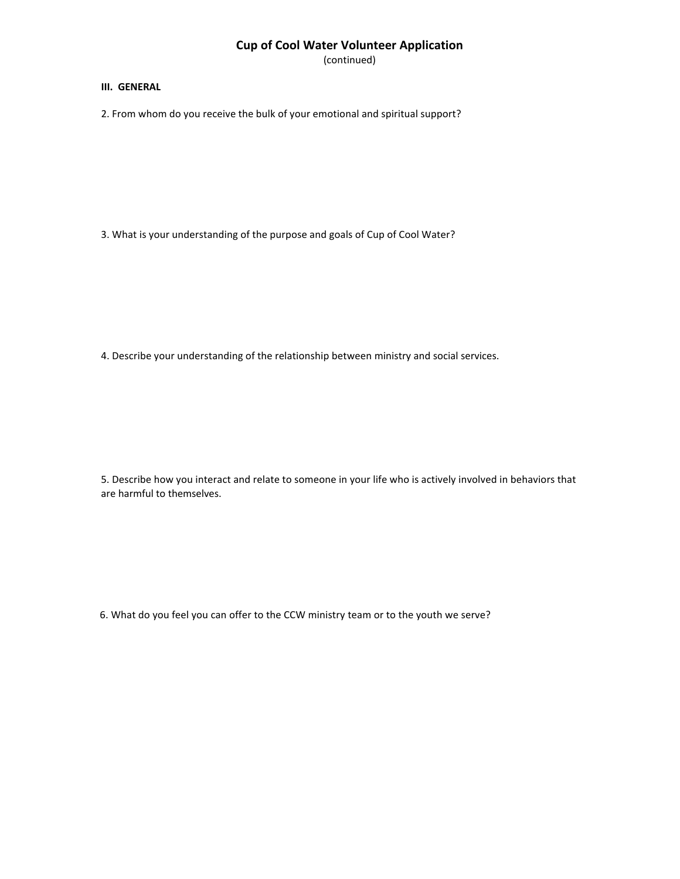# Cup of Cool Water Volunteer Application

(continued)

**III. GENERAL**

2. From whom do you receive the bulk of your emotional and spiritual support?

3. What is your understanding of the purpose and goals of Cup of Cool Water?

4. Describe your understanding of the relationship between ministry and social services.

5. Describe how you interact and relate to someone in your life who is actively involved in behaviors that are harmful to themselves.

6. What do you feel you can offer to the CCW ministry team or to the youth we serve?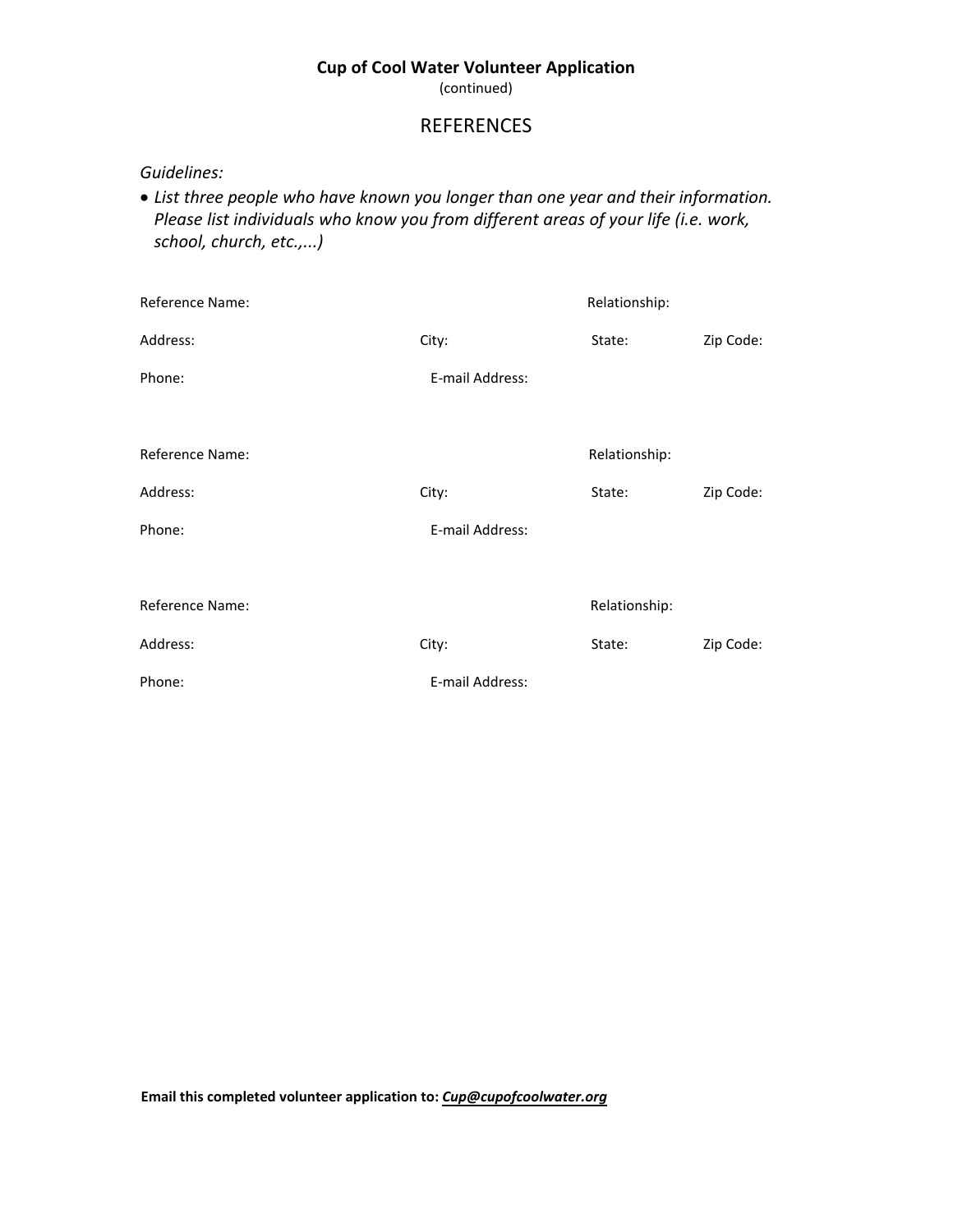**Cup of Cool Water Volunteer Application**
(continued)

# REFERENCES

*Guidelines:*

- *List three people who have known you longer than one year and their information. Please list individuals who know you from different areas of your life (i.e. work, school, church, etc.,...)*

Reference Name: Relationship:

Address: City: State: Zip Code:

Phone: E-mail Address:

Reference Name: Relationship:

Address: City: State: Zip Code:

Phone: E-mail Address:

Reference Name: Relationship:

Address: City: State: Zip Code:

Phone: E-mail Address:

**Email this completed volunteer application to:** ***Cup@cupofcoolwater.org***